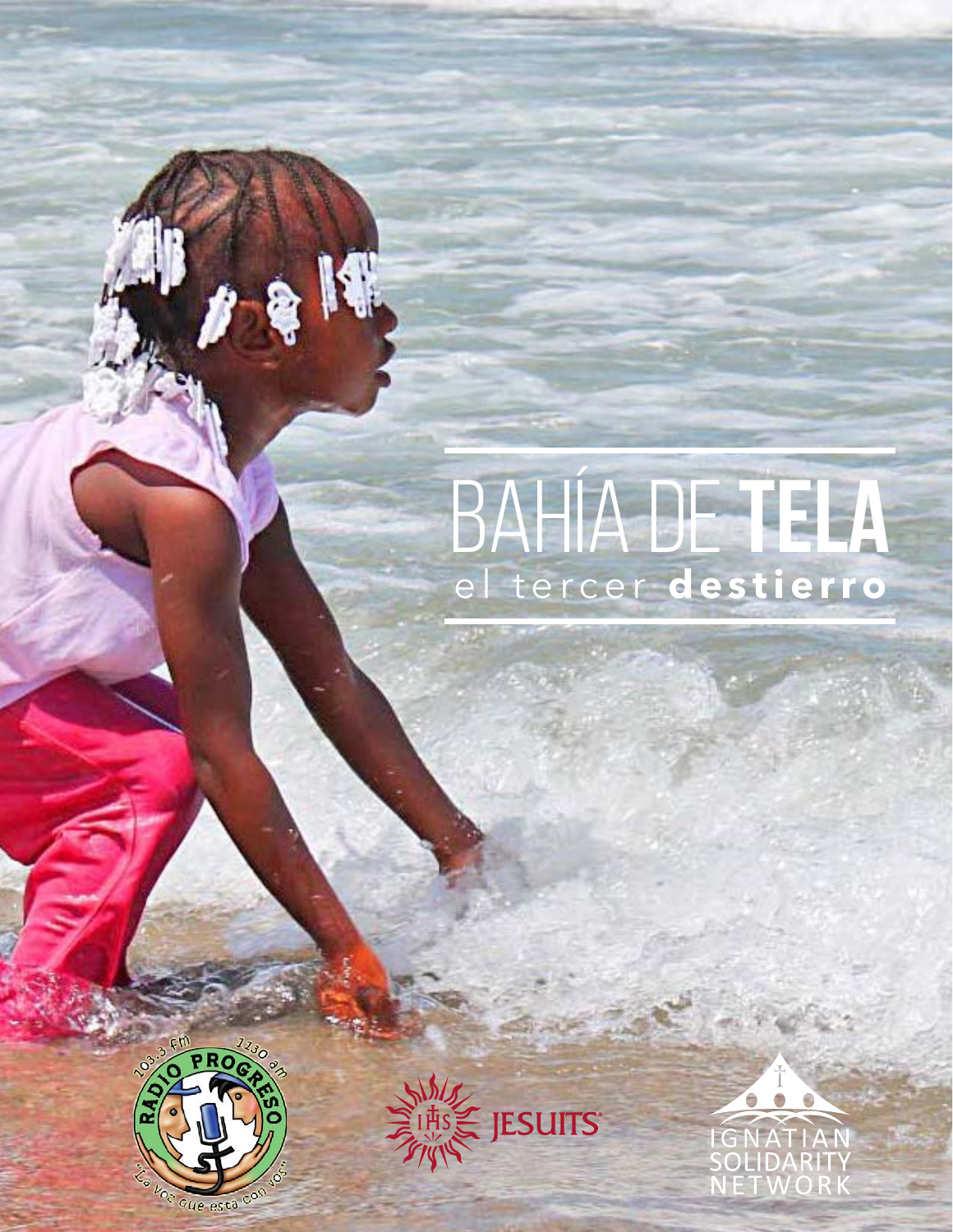# BAHÍA DE **TELA**

## el tercer **destierro**

103.3 FM 1130 am RADIO PROGRESO "La voz que está con vos"

JESUITS

IGNATIAN SOLIDARITY NETWORK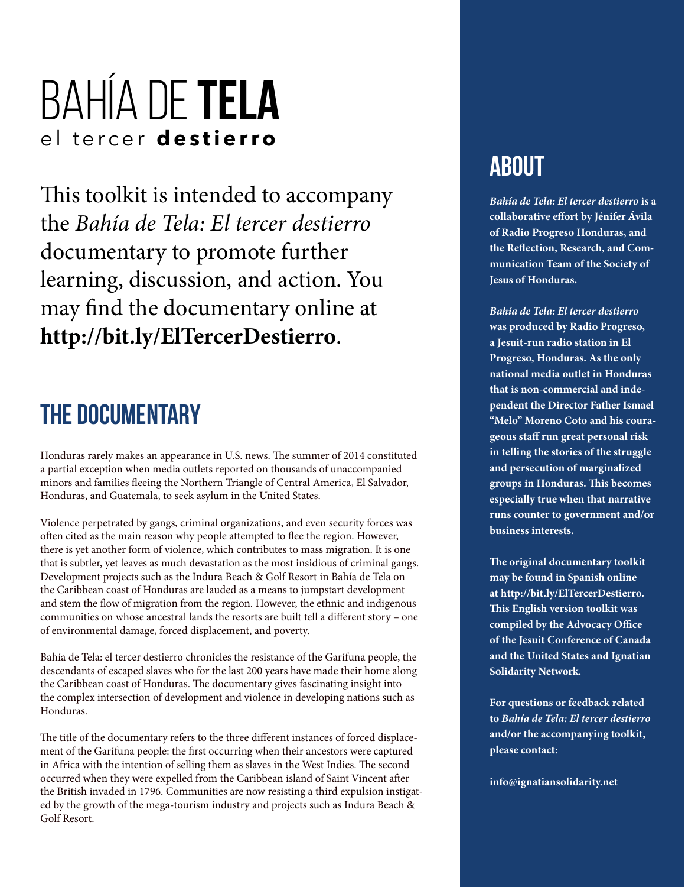# BAHÍA DE **TELA**

el tercer **destierro**

This toolkit is intended to accompany the *Bahía de Tela: El tercer destierro* documentary to promote further learning, discussion, and action. You may find the documentary online at **http://bit.ly/ElTercerDestierro**.

## THE DOCUMENTARY

Honduras rarely makes an appearance in U.S. news. The summer of 2014 constituted a partial exception when media outlets reported on thousands of unaccompanied minors and families fleeing the Northern Triangle of Central America, El Salvador, Honduras, and Guatemala, to seek asylum in the United States.

Violence perpetrated by gangs, criminal organizations, and even security forces was often cited as the main reason why people attempted to flee the region. However, there is yet another form of violence, which contributes to mass migration. It is one that is subtler, yet leaves as much devastation as the most insidious of criminal gangs. Development projects such as the Indura Beach & Golf Resort in Bahía de Tela on the Caribbean coast of Honduras are lauded as a means to jumpstart development and stem the flow of migration from the region. However, the ethnic and indigenous communities on whose ancestral lands the resorts are built tell a different story – one of environmental damage, forced displacement, and poverty.

Bahía de Tela: el tercer destierro chronicles the resistance of the Garífuna people, the descendants of escaped slaves who for the last 200 years have made their home along the Caribbean coast of Honduras. The documentary gives fascinating insight into the complex intersection of development and violence in developing nations such as Honduras.

The title of the documentary refers to the three different instances of forced displacement of the Garífuna people: the first occurring when their ancestors were captured in Africa with the intention of selling them as slaves in the West Indies. The second occurred when they were expelled from the Caribbean island of Saint Vincent after the British invaded in 1796. Communities are now resisting a third expulsion instigated by the growth of the mega-tourism industry and projects such as Indura Beach & Golf Resort.

## ABOUT

***Bahía de Tela: El tercer destierro* is a collaborative effort by Jénifer Ávila of Radio Progreso Honduras, and the Reflection, Research, and Communication Team of the Society of Jesus of Honduras.**

***Bahía de Tela: El tercer destierro* was produced by Radio Progreso, a Jesuit-run radio station in El Progreso, Honduras. As the only national media outlet in Honduras that is non-commercial and independent the Director Father Ismael "Melo" Moreno Coto and his courageous staff run great personal risk in telling the stories of the struggle and persecution of marginalized groups in Honduras. This becomes especially true when that narrative runs counter to government and/or business interests.**

**The original documentary toolkit may be found in Spanish online at http://bit.ly/ElTercerDestierro. This English version toolkit was compiled by the Advocacy Office of the Jesuit Conference of Canada and the United States and Ignatian Solidarity Network.**

**For questions or feedback related to *Bahía de Tela: El tercer destierro* and/or the accompanying toolkit, please contact:**

**info@ignatiansolidarity.net**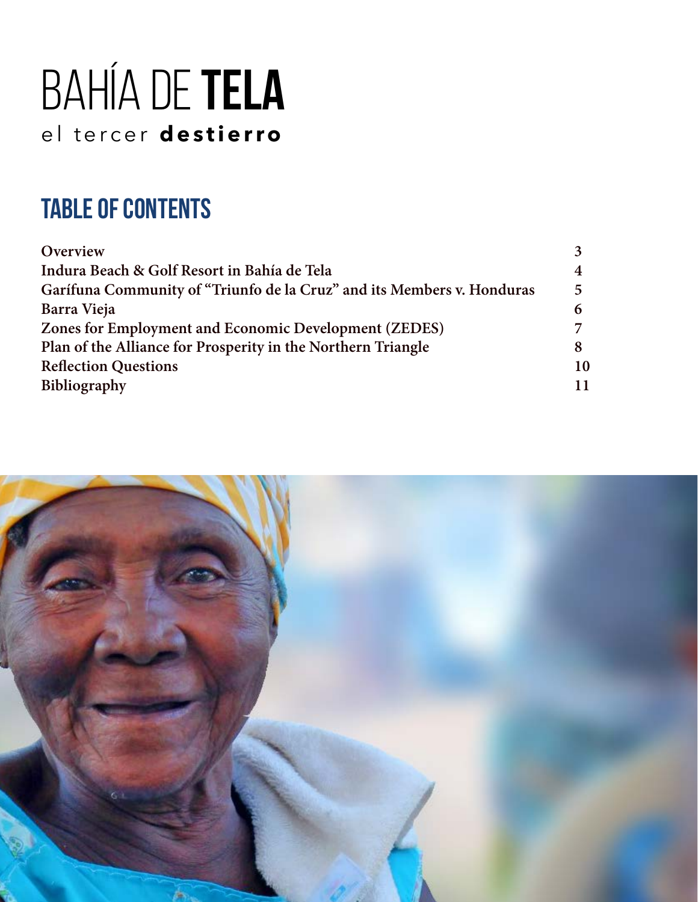# BAHÍA DE **TELA**

el tercer **destierro**

## TABLE OF CONTENTS

| | |
|---|---|
| **Overview** | **3** |
| **Indura Beach & Golf Resort in Bahía de Tela** | **4** |
| **Garífuna Community of "Triunfo de la Cruz" and its Members v. Honduras** | **5** |
| **Barra Vieja** | **6** |
| **Zones for Employment and Economic Development (ZEDES)** | **7** |
| **Plan of the Alliance for Prosperity in the Northern Triangle** | **8** |
| **Reflection Questions** | **10** |
| **Bibliography** | **11** |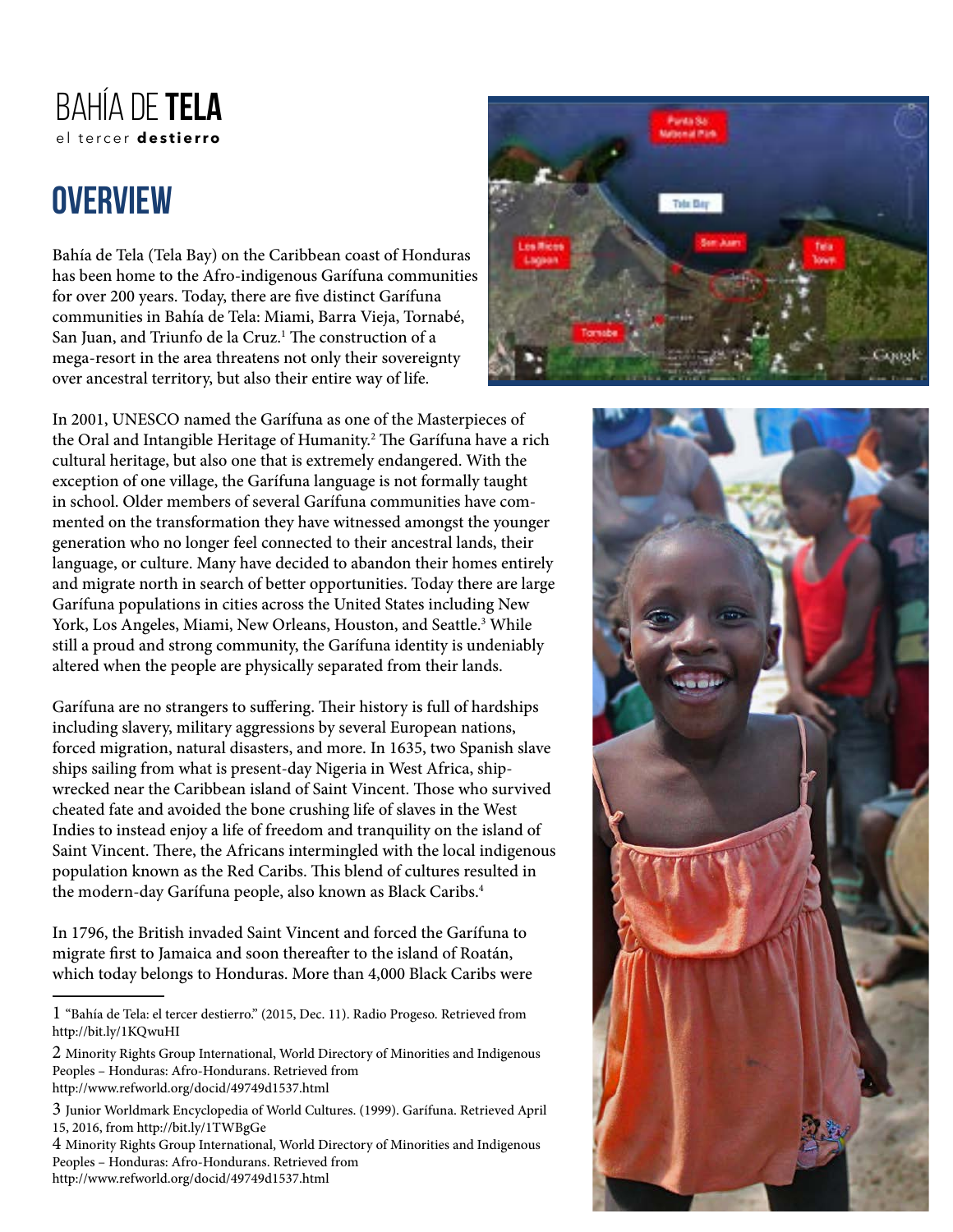# BAHÍA DE **TELA**

el tercer **destierro**

## OVERVIEW

Bahía de Tela (Tela Bay) on the Caribbean coast of Honduras has been home to the Afro-indigenous Garífuna communities for over 200 years. Today, there are five distinct Garífuna communities in Bahía de Tela: Miami, Barra Vieja, Tornabé, San Juan, and Triunfo de la Cruz.[1] The construction of a mega-resort in the area threatens not only their sovereignty over ancestral territory, but also their entire way of life.

In 2001, UNESCO named the Garífuna as one of the Masterpieces of the Oral and Intangible Heritage of Humanity.[2] The Garífuna have a rich cultural heritage, but also one that is extremely endangered. With the exception of one village, the Garífuna language is not formally taught in school. Older members of several Garífuna communities have commented on the transformation they have witnessed amongst the younger generation who no longer feel connected to their ancestral lands, their language, or culture. Many have decided to abandon their homes entirely and migrate north in search of better opportunities. Today there are large Garífuna populations in cities across the United States including New York, Los Angeles, Miami, New Orleans, Houston, and Seattle.[3] While still a proud and strong community, the Garífuna identity is undeniably altered when the people are physically separated from their lands.

Garífuna are no strangers to suffering. Their history is full of hardships including slavery, military aggressions by several European nations, forced migration, natural disasters, and more. In 1635, two Spanish slave ships sailing from what is present-day Nigeria in West Africa, shipwrecked near the Caribbean island of Saint Vincent. Those who survived cheated fate and avoided the bone crushing life of slaves in the West Indies to instead enjoy a life of freedom and tranquility on the island of Saint Vincent. There, the Africans intermingled with the local indigenous population known as the Red Caribs. This blend of cultures resulted in the modern-day Garífuna people, also known as Black Caribs.[4]

In 1796, the British invaded Saint Vincent and forced the Garífuna to migrate first to Jamaica and soon thereafter to the island of Roatán, which today belongs to Honduras. More than 4,000 Black Caribs were

---

1 "Bahía de Tela: el tercer destierro." (2015, Dec. 11). Radio Progeso. Retrieved from http://bit.ly/1KQwuHI

2 Minority Rights Group International, World Directory of Minorities and Indigenous Peoples – Honduras: Afro-Hondurans. Retrieved from http://www.refworld.org/docid/49749d1537.html

3 Junior Worldmark Encyclopedia of World Cultures. (1999). Garífuna. Retrieved April 15, 2016, from http://bit.ly/1TWBgGe

4 Minority Rights Group International, World Directory of Minorities and Indigenous Peoples – Honduras: Afro-Hondurans. Retrieved from http://www.refworld.org/docid/49749d1537.html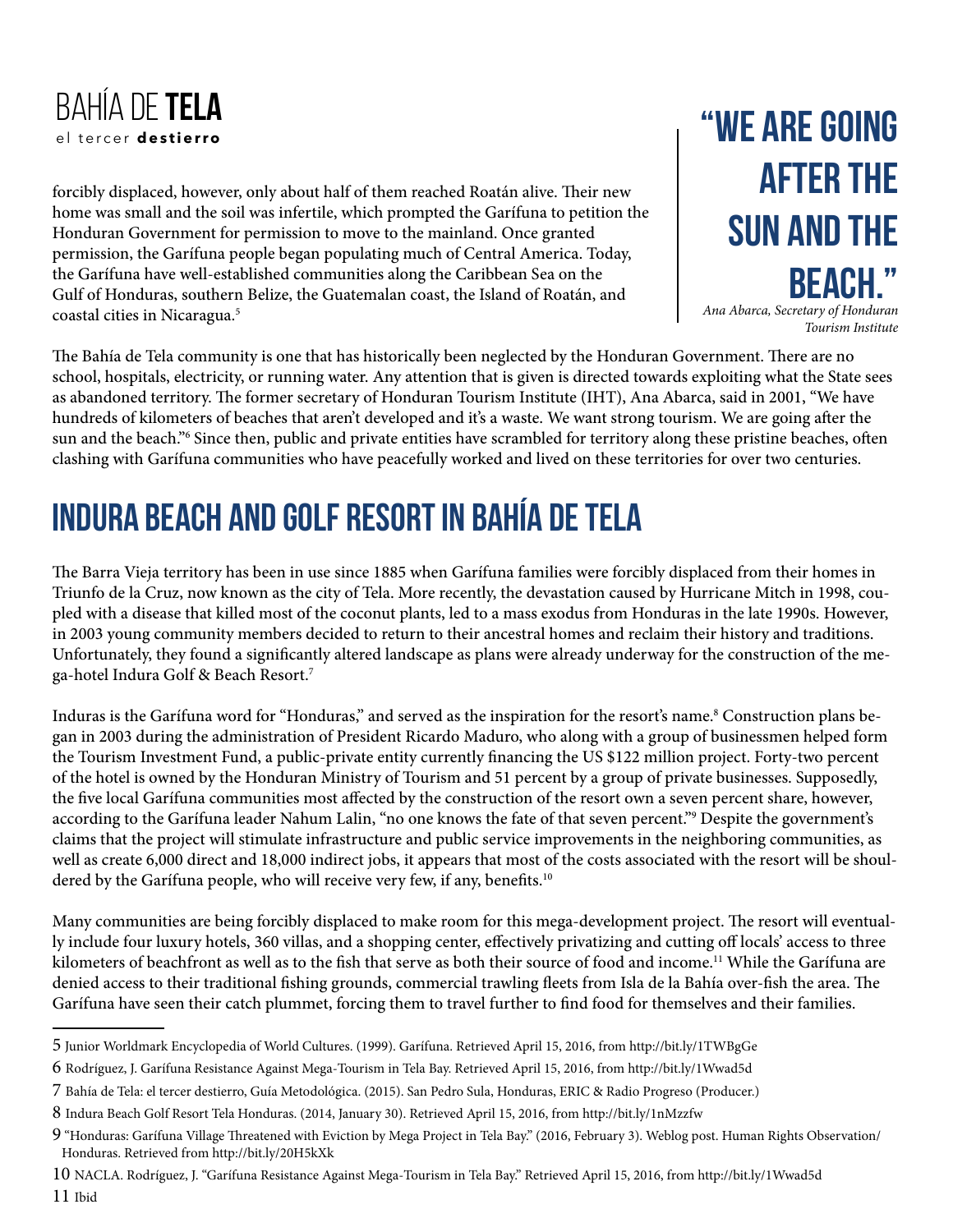forcibly displaced, however, only about half of them reached Roatán alive. Their new home was small and the soil was infertile, which prompted the Garífuna to petition the Honduran Government for permission to move to the mainland. Once granted permission, the Garífuna people began populating much of Central America. Today, the Garífuna have well-established communities along the Caribbean Sea on the Gulf of Honduras, southern Belize, the Guatemalan coast, the Island of Roatán, and coastal cities in Nicaragua.[5]

> **"WE ARE GOING AFTER THE SUN AND THE BEACH."**
> *Ana Abarca, Secretary of Honduran Tourism Institute*

The Bahía de Tela community is one that has historically been neglected by the Honduran Government. There are no school, hospitals, electricity, or running water. Any attention that is given is directed towards exploiting what the State sees as abandoned territory. The former secretary of Honduran Tourism Institute (IHT), Ana Abarca, said in 2001, "We have hundreds of kilometers of beaches that aren't developed and it's a waste. We want strong tourism. We are going after the sun and the beach."[6] Since then, public and private entities have scrambled for territory along these pristine beaches, often clashing with Garífuna communities who have peacefully worked and lived on these territories for over two centuries.

## INDURA BEACH AND GOLF RESORT IN BAHÍA DE TELA

The Barra Vieja territory has been in use since 1885 when Garífuna families were forcibly displaced from their homes in Triunfo de la Cruz, now known as the city of Tela. More recently, the devastation caused by Hurricane Mitch in 1998, coupled with a disease that killed most of the coconut plants, led to a mass exodus from Honduras in the late 1990s. However, in 2003 young community members decided to return to their ancestral homes and reclaim their history and traditions. Unfortunately, they found a significantly altered landscape as plans were already underway for the construction of the mega-hotel Indura Golf & Beach Resort.[7]

Induras is the Garífuna word for "Honduras," and served as the inspiration for the resort's name.[8] Construction plans began in 2003 during the administration of President Ricardo Maduro, who along with a group of businessmen helped form the Tourism Investment Fund, a public-private entity currently financing the US $122 million project. Forty-two percent of the hotel is owned by the Honduran Ministry of Tourism and 51 percent by a group of private businesses. Supposedly, the five local Garífuna communities most affected by the construction of the resort own a seven percent share, however, according to the Garífuna leader Nahum Lalin, "no one knows the fate of that seven percent."[9] Despite the government's claims that the project will stimulate infrastructure and public service improvements in the neighboring communities, as well as create 6,000 direct and 18,000 indirect jobs, it appears that most of the costs associated with the resort will be shouldered by the Garífuna people, who will receive very few, if any, benefits.[10]

Many communities are being forcibly displaced to make room for this mega-development project. The resort will eventually include four luxury hotels, 360 villas, and a shopping center, effectively privatizing and cutting off locals' access to three kilometers of beachfront as well as to the fish that serve as both their source of food and income.[11] While the Garífuna are denied access to their traditional fishing grounds, commercial trawling fleets from Isla de la Bahía over-fish the area. The Garífuna have seen their catch plummet, forcing them to travel further to find food for themselves and their families.

---

5 Junior Worldmark Encyclopedia of World Cultures. (1999). Garífuna. Retrieved April 15, 2016, from http://bit.ly/1TWBgGe

6 Rodríguez, J. Garífuna Resistance Against Mega-Tourism in Tela Bay. Retrieved April 15, 2016, from http://bit.ly/1Wwad5d

7 Bahía de Tela: el tercer destierro, Guía Metodológica. (2015). San Pedro Sula, Honduras, ERIC & Radio Progreso (Producer.)

8 Indura Beach Golf Resort Tela Honduras. (2014, January 30). Retrieved April 15, 2016, from http://bit.ly/1nMzzfw

9 "Honduras: Garífuna Village Threatened with Eviction by Mega Project in Tela Bay." (2016, February 3). Weblog post. Human Rights Observation/ Honduras. Retrieved from http://bit.ly/20H5kXk

10 NACLA. Rodríguez, J. "Garífuna Resistance Against Mega-Tourism in Tela Bay." Retrieved April 15, 2016, from http://bit.ly/1Wwad5d

11 Ibid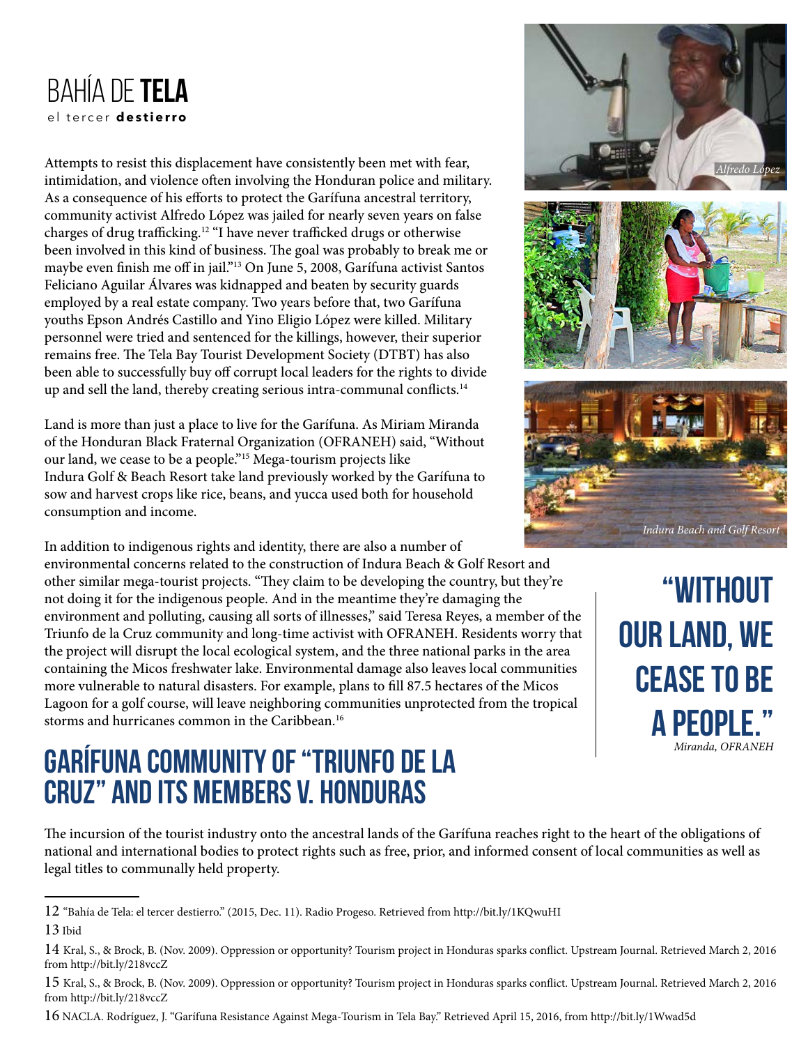# BAHÍA DE **TELA**

el tercer **destierro**

Attempts to resist this displacement have consistently been met with fear, intimidation, and violence often involving the Honduran police and military. As a consequence of his efforts to protect the Garífuna ancestral territory, community activist Alfredo López was jailed for nearly seven years on false charges of drug trafficking.[12] "I have never trafficked drugs or otherwise been involved in this kind of business. The goal was probably to break me or maybe even finish me off in jail."[13] On June 5, 2008, Garífuna activist Santos Feliciano Aguilar Álvares was kidnapped and beaten by security guards employed by a real estate company. Two years before that, two Garífuna youths Epson Andrés Castillo and Yino Eligio López were killed. Military personnel were tried and sentenced for the killings, however, their superior remains free. The Tela Bay Tourist Development Society (DTBT) has also been able to successfully buy off corrupt local leaders for the rights to divide up and sell the land, thereby creating serious intra-communal conflicts.[14]

*Alfredo López*

Land is more than just a place to live for the Garífuna. As Miriam Miranda of the Honduran Black Fraternal Organization (OFRANEH) said, "Without our land, we cease to be a people."[15] Mega-tourism projects like Indura Golf & Beach Resort take land previously worked by the Garífuna to sow and harvest crops like rice, beans, and yucca used both for household consumption and income.

*Indura Beach and Golf Resort*

In addition to indigenous rights and identity, there are also a number of environmental concerns related to the construction of Indura Beach & Golf Resort and other similar mega-tourist projects. "They claim to be developing the country, but they're not doing it for the indigenous people. And in the meantime they're damaging the environment and polluting, causing all sorts of illnesses," said Teresa Reyes, a member of the Triunfo de la Cruz community and long-time activist with OFRANEH. Residents worry that the project will disrupt the local ecological system, and the three national parks in the area containing the Micos freshwater lake. Environmental damage also leaves local communities more vulnerable to natural disasters. For example, plans to fill 87.5 hectares of the Micos Lagoon for a golf course, will leave neighboring communities unprotected from the tropical storms and hurricanes common in the Caribbean.[16]

> **"WITHOUT OUR LAND, WE CEASE TO BE A PEOPLE."**
> *Miranda, OFRANEH*

## GARÍFUNA COMMUNITY OF "TRIUNFO DE LA CRUZ" AND ITS MEMBERS V. HONDURAS

The incursion of the tourist industry onto the ancestral lands of the Garífuna reaches right to the heart of the obligations of national and international bodies to protect rights such as free, prior, and informed consent of local communities as well as legal titles to communally held property.

---

12 "Bahía de Tela: el tercer destierro." (2015, Dec. 11). Radio Progeso. Retrieved from http://bit.ly/1KQwuHI

13 Ibid

14 Kral, S., & Brock, B. (Nov. 2009). Oppression or opportunity? Tourism project in Honduras sparks conflict. Upstream Journal. Retrieved March 2, 2016 from http://bit.ly/218vccZ

15 Kral, S., & Brock, B. (Nov. 2009). Oppression or opportunity? Tourism project in Honduras sparks conflict. Upstream Journal. Retrieved March 2, 2016 from http://bit.ly/218vccZ

16 NACLA. Rodríguez, J. "Garífuna Resistance Against Mega-Tourism in Tela Bay." Retrieved April 15, 2016, from http://bit.ly/1Wwad5d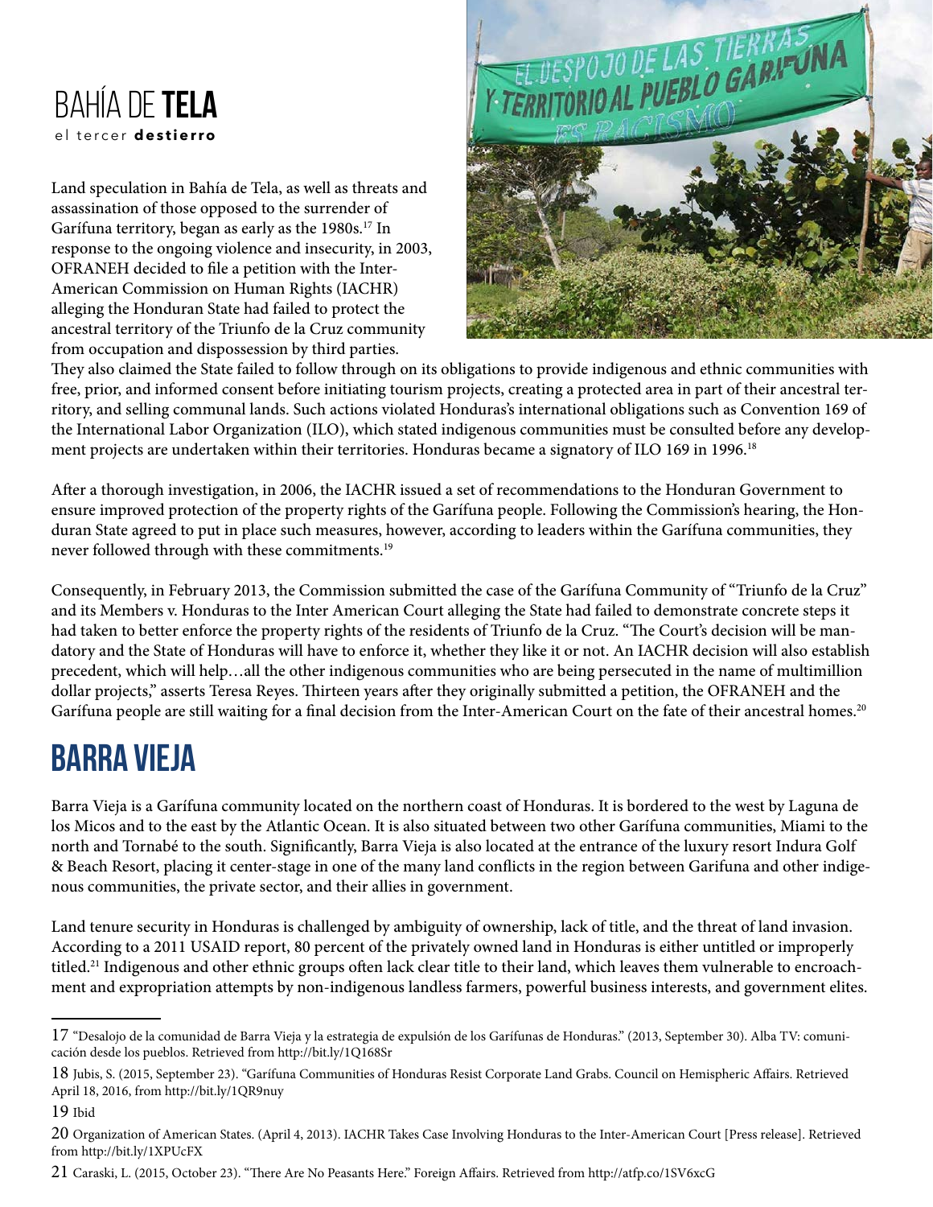# BAHÍA DE **TELA**

el tercer **destierro**

Land speculation in Bahía de Tela, as well as threats and assassination of those opposed to the surrender of Garífuna territory, began as early as the 1980s.[17] In response to the ongoing violence and insecurity, in 2003, OFRANEH decided to file a petition with the Inter-American Commission on Human Rights (IACHR) alleging the Honduran State had failed to protect the ancestral territory of the Triunfo de la Cruz community from occupation and dispossession by third parties. They also claimed the State failed to follow through on its obligations to provide indigenous and ethnic communities with free, prior, and informed consent before initiating tourism projects, creating a protected area in part of their ancestral territory, and selling communal lands. Such actions violated Honduras's international obligations such as Convention 169 of the International Labor Organization (ILO), which stated indigenous communities must be consulted before any development projects are undertaken within their territories. Honduras became a signatory of ILO 169 in 1996.[18]

After a thorough investigation, in 2006, the IACHR issued a set of recommendations to the Honduran Government to ensure improved protection of the property rights of the Garífuna people. Following the Commission's hearing, the Honduran State agreed to put in place such measures, however, according to leaders within the Garífuna communities, they never followed through with these commitments.[19]

Consequently, in February 2013, the Commission submitted the case of the Garífuna Community of "Triunfo de la Cruz" and its Members v. Honduras to the Inter American Court alleging the State had failed to demonstrate concrete steps it had taken to better enforce the property rights of the residents of Triunfo de la Cruz. "The Court's decision will be mandatory and the State of Honduras will have to enforce it, whether they like it or not. An IACHR decision will also establish precedent, which will help…all the other indigenous communities who are being persecuted in the name of multimillion dollar projects," asserts Teresa Reyes. Thirteen years after they originally submitted a petition, the OFRANEH and the Garífuna people are still waiting for a final decision from the Inter-American Court on the fate of their ancestral homes.[20]

## BARRA VIEJA

Barra Vieja is a Garífuna community located on the northern coast of Honduras. It is bordered to the west by Laguna de los Micos and to the east by the Atlantic Ocean. It is also situated between two other Garífuna communities, Miami to the north and Tornabé to the south. Significantly, Barra Vieja is also located at the entrance of the luxury resort Indura Golf & Beach Resort, placing it center-stage in one of the many land conflicts in the region between Garifuna and other indigenous communities, the private sector, and their allies in government.

Land tenure security in Honduras is challenged by ambiguity of ownership, lack of title, and the threat of land invasion. According to a 2011 USAID report, 80 percent of the privately owned land in Honduras is either untitled or improperly titled.[21] Indigenous and other ethnic groups often lack clear title to their land, which leaves them vulnerable to encroachment and expropriation attempts by non-indigenous landless farmers, powerful business interests, and government elites.

---

17 "Desalojo de la comunidad de Barra Vieja y la estrategia de expulsión de los Garífunas de Honduras." (2013, September 30). Alba TV: comunicación desde los pueblos. Retrieved from http://bit.ly/1Q168Sr

18 Jubis, S. (2015, September 23). "Garífuna Communities of Honduras Resist Corporate Land Grabs. Council on Hemispheric Affairs. Retrieved April 18, 2016, from http://bit.ly/1QR9nuy

19 Ibid

20 Organization of American States. (April 4, 2013). IACHR Takes Case Involving Honduras to the Inter-American Court [Press release]. Retrieved from http://bit.ly/1XPUcFX

21 Caraski, L. (2015, October 23). "There Are No Peasants Here." Foreign Affairs. Retrieved from http://atfp.co/1SV6xcG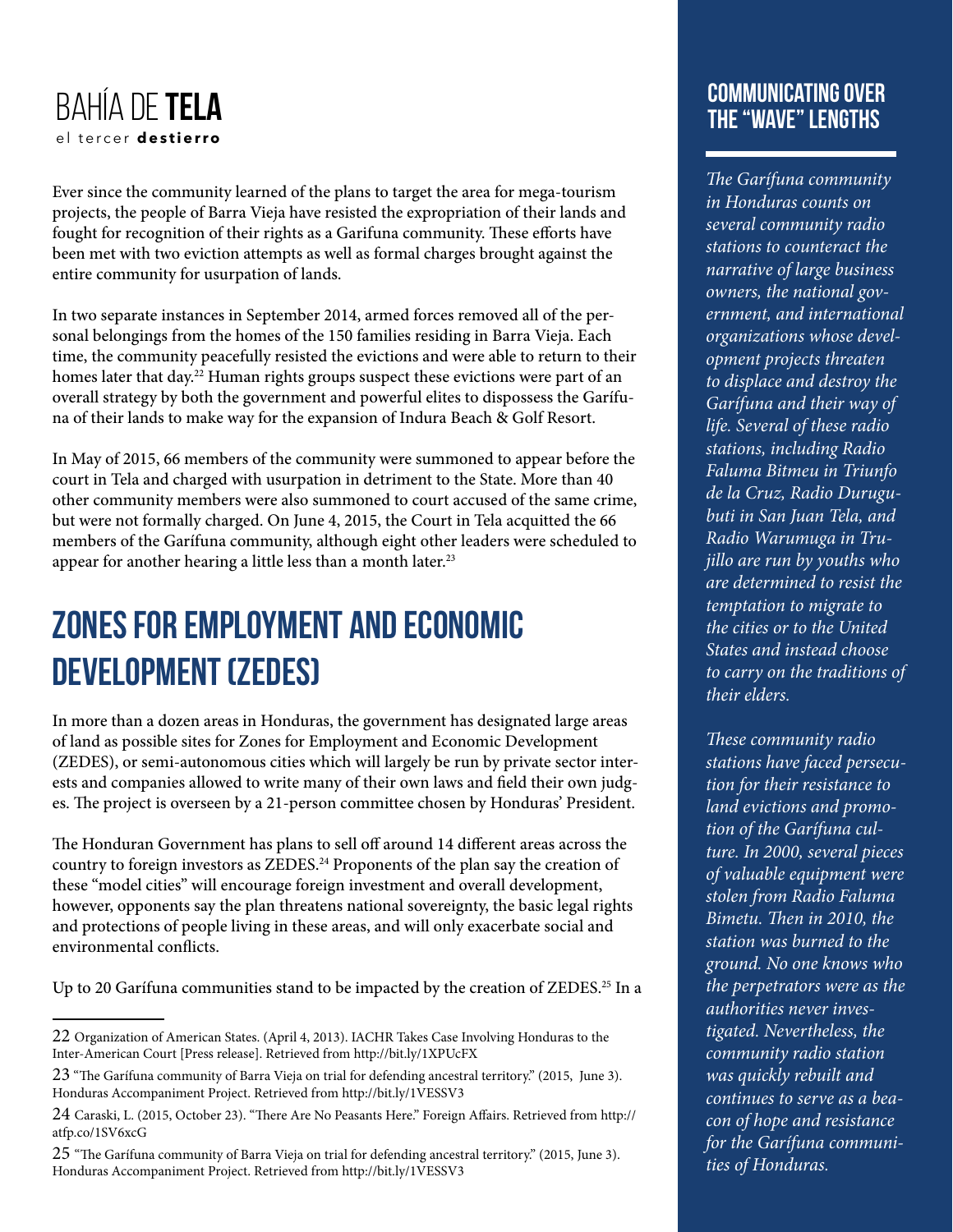Ever since the community learned of the plans to target the area for mega-tourism projects, the people of Barra Vieja have resisted the expropriation of their lands and fought for recognition of their rights as a Garifuna community. These efforts have been met with two eviction attempts as well as formal charges brought against the entire community for usurpation of lands.

In two separate instances in September 2014, armed forces removed all of the personal belongings from the homes of the 150 families residing in Barra Vieja. Each time, the community peacefully resisted the evictions and were able to return to their homes later that day.[22] Human rights groups suspect these evictions were part of an overall strategy by both the government and powerful elites to dispossess the Garífuna of their lands to make way for the expansion of Indura Beach & Golf Resort.

In May of 2015, 66 members of the community were summoned to appear before the court in Tela and charged with usurpation in detriment to the State. More than 40 other community members were also summoned to court accused of the same crime, but were not formally charged. On June 4, 2015, the Court in Tela acquitted the 66 members of the Garífuna community, although eight other leaders were scheduled to appear for another hearing a little less than a month later.[23]

## ZONES FOR EMPLOYMENT AND ECONOMIC DEVELOPMENT (ZEDES)

In more than a dozen areas in Honduras, the government has designated large areas of land as possible sites for Zones for Employment and Economic Development (ZEDES), or semi-autonomous cities which will largely be run by private sector interests and companies allowed to write many of their own laws and field their own judges. The project is overseen by a 21-person committee chosen by Honduras' President.

The Honduran Government has plans to sell off around 14 different areas across the country to foreign investors as ZEDES.[24] Proponents of the plan say the creation of these "model cities" will encourage foreign investment and overall development, however, opponents say the plan threatens national sovereignty, the basic legal rights and protections of people living in these areas, and will only exacerbate social and environmental conflicts.

Up to 20 Garífuna communities stand to be impacted by the creation of ZEDES.[25] In a

### COMMUNICATING OVER THE "WAVE" LENGTHS

*The Garífuna community in Honduras counts on several community radio stations to counteract the narrative of large business owners, the national government, and international organizations whose development projects threaten to displace and destroy the Garífuna and their way of life. Several of these radio stations, including Radio Faluma Bitmeu in Triunfo de la Cruz, Radio Durugubuti in San Juan Tela, and Radio Warumuga in Trujillo are run by youths who are determined to resist the temptation to migrate to the cities or to the United States and instead choose to carry on the traditions of their elders.*

*These community radio stations have faced persecution for their resistance to land evictions and promotion of the Garífuna culture. In 2000, several pieces of valuable equipment were stolen from Radio Faluma Bimetu. Then in 2010, the station was burned to the ground. No one knows who the perpetrators were as the authorities never investigated. Nevertheless, the community radio station was quickly rebuilt and continues to serve as a beacon of hope and resistance for the Garífuna communities of Honduras.*

---

22 Organization of American States. (April 4, 2013). IACHR Takes Case Involving Honduras to the Inter-American Court [Press release]. Retrieved from http://bit.ly/1XPUcFX

23 "The Garífuna community of Barra Vieja on trial for defending ancestral territory." (2015, June 3). Honduras Accompaniment Project. Retrieved from http://bit.ly/1VESSV3

24 Caraski, L. (2015, October 23). "There Are No Peasants Here." Foreign Affairs. Retrieved from http://atfp.co/1SV6xcG

25 "The Garífuna community of Barra Vieja on trial for defending ancestral territory." (2015, June 3). Honduras Accompaniment Project. Retrieved from http://bit.ly/1VESSV3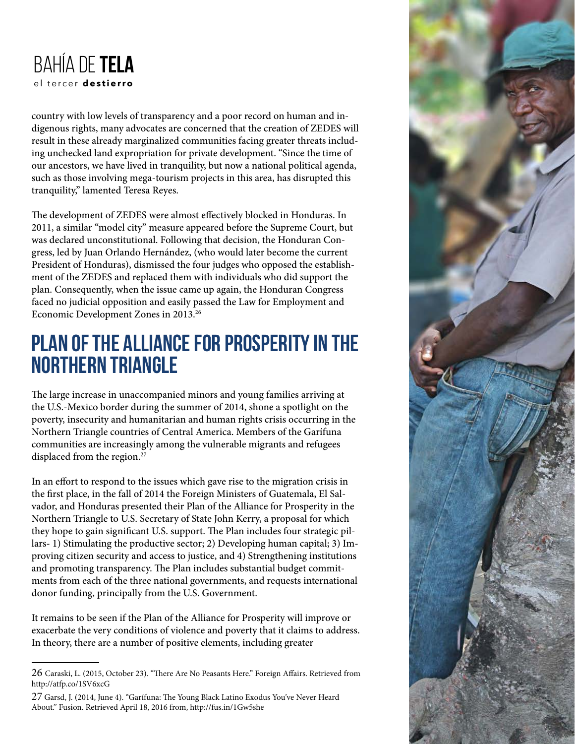country with low levels of transparency and a poor record on human and indigenous rights, many advocates are concerned that the creation of ZEDES will result in these already marginalized communities facing greater threats including unchecked land expropriation for private development. "Since the time of our ancestors, we have lived in tranquility, but now a national political agenda, such as those involving mega-tourism projects in this area, has disrupted this tranquility," lamented Teresa Reyes.

The development of ZEDES were almost effectively blocked in Honduras. In 2011, a similar "model city" measure appeared before the Supreme Court, but was declared unconstitutional. Following that decision, the Honduran Congress, led by Juan Orlando Hernández, (who would later become the current President of Honduras), dismissed the four judges who opposed the establishment of the ZEDES and replaced them with individuals who did support the plan. Consequently, when the issue came up again, the Honduran Congress faced no judicial opposition and easily passed the Law for Employment and Economic Development Zones in 2013.[26]

## PLAN OF THE ALLIANCE FOR PROSPERITY IN THE NORTHERN TRIANGLE

The large increase in unaccompanied minors and young families arriving at the U.S.-Mexico border during the summer of 2014, shone a spotlight on the poverty, insecurity and humanitarian and human rights crisis occurring in the Northern Triangle countries of Central America. Members of the Garífuna communities are increasingly among the vulnerable migrants and refugees displaced from the region.[27]

In an effort to respond to the issues which gave rise to the migration crisis in the first place, in the fall of 2014 the Foreign Ministers of Guatemala, El Salvador, and Honduras presented their Plan of the Alliance for Prosperity in the Northern Triangle to U.S. Secretary of State John Kerry, a proposal for which they hope to gain significant U.S. support. The Plan includes four strategic pillars- 1) Stimulating the productive sector; 2) Developing human capital; 3) Improving citizen security and access to justice, and 4) Strengthening institutions and promoting transparency. The Plan includes substantial budget commitments from each of the three national governments, and requests international donor funding, principally from the U.S. Government.

It remains to be seen if the Plan of the Alliance for Prosperity will improve or exacerbate the very conditions of violence and poverty that it claims to address. In theory, there are a number of positive elements, including greater

---

26 Caraski, L. (2015, October 23). "There Are No Peasants Here." Foreign Affairs. Retrieved from http://atfp.co/1SV6xcG

27 Garsd, J. (2014, June 4). "Garífuna: The Young Black Latino Exodus You've Never Heard About." Fusion. Retrieved April 18, 2016 from, http://fus.in/1Gw5she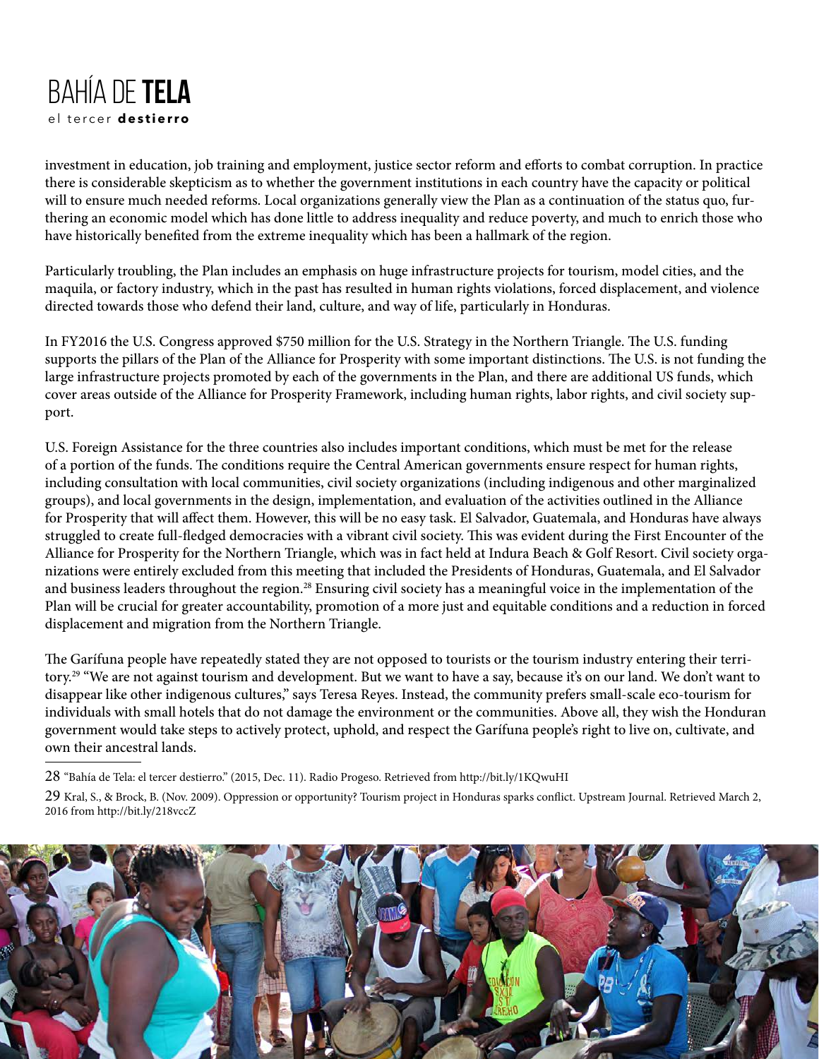investment in education, job training and employment, justice sector reform and efforts to combat corruption. In practice there is considerable skepticism as to whether the government institutions in each country have the capacity or political will to ensure much needed reforms. Local organizations generally view the Plan as a continuation of the status quo, furthering an economic model which has done little to address inequality and reduce poverty, and much to enrich those who have historically benefited from the extreme inequality which has been a hallmark of the region.

Particularly troubling, the Plan includes an emphasis on huge infrastructure projects for tourism, model cities, and the maquila, or factory industry, which in the past has resulted in human rights violations, forced displacement, and violence directed towards those who defend their land, culture, and way of life, particularly in Honduras.

In FY2016 the U.S. Congress approved $750 million for the U.S. Strategy in the Northern Triangle. The U.S. funding supports the pillars of the Plan of the Alliance for Prosperity with some important distinctions. The U.S. is not funding the large infrastructure projects promoted by each of the governments in the Plan, and there are additional US funds, which cover areas outside of the Alliance for Prosperity Framework, including human rights, labor rights, and civil society support.

U.S. Foreign Assistance for the three countries also includes important conditions, which must be met for the release of a portion of the funds. The conditions require the Central American governments ensure respect for human rights, including consultation with local communities, civil society organizations (including indigenous and other marginalized groups), and local governments in the design, implementation, and evaluation of the activities outlined in the Alliance for Prosperity that will affect them. However, this will be no easy task. El Salvador, Guatemala, and Honduras have always struggled to create full-fledged democracies with a vibrant civil society. This was evident during the First Encounter of the Alliance for Prosperity for the Northern Triangle, which was in fact held at Indura Beach & Golf Resort. Civil society organizations were entirely excluded from this meeting that included the Presidents of Honduras, Guatemala, and El Salvador and business leaders throughout the region.[28] Ensuring civil society has a meaningful voice in the implementation of the Plan will be crucial for greater accountability, promotion of a more just and equitable conditions and a reduction in forced displacement and migration from the Northern Triangle.

The Garífuna people have repeatedly stated they are not opposed to tourists or the tourism industry entering their territory.[29] "We are not against tourism and development. But we want to have a say, because it's on our land. We don't want to disappear like other indigenous cultures," says Teresa Reyes. Instead, the community prefers small-scale eco-tourism for individuals with small hotels that do not damage the environment or the communities. Above all, they wish the Honduran government would take steps to actively protect, uphold, and respect the Garífuna people's right to live on, cultivate, and own their ancestral lands.

---

28 "Bahía de Tela: el tercer destierro." (2015, Dec. 11). Radio Progeso. Retrieved from http://bit.ly/1KQwuHI

29 Kral, S., & Brock, B. (Nov. 2009). Oppression or opportunity? Tourism project in Honduras sparks conflict. Upstream Journal. Retrieved March 2, 2016 from http://bit.ly/218vccZ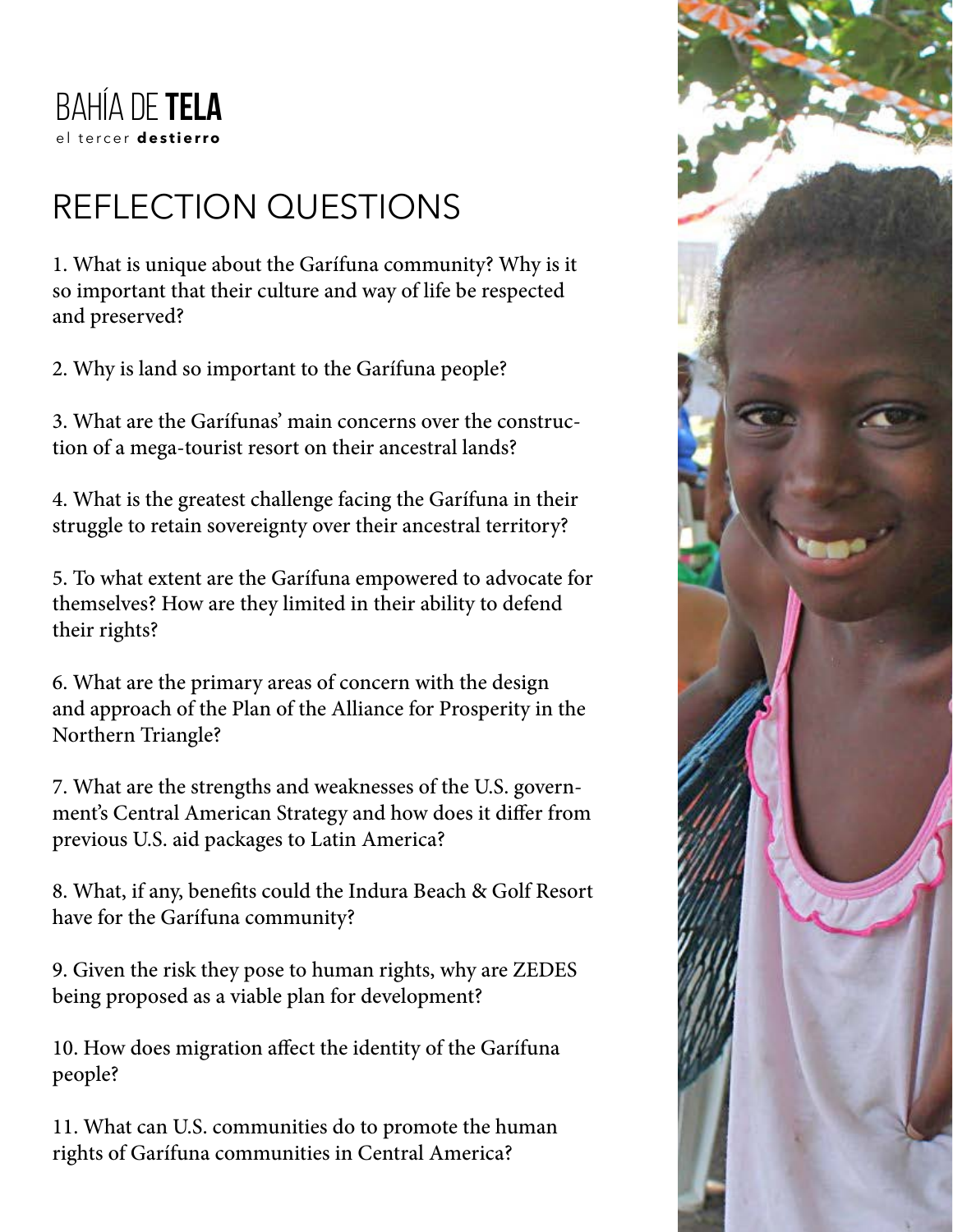BAHÍA DE **TELA**

el tercer **destierro**

# REFLECTION QUESTIONS

1. What is unique about the Garífuna community? Why is it so important that their culture and way of life be respected and preserved?

2. Why is land so important to the Garífuna people?

3. What are the Garífunas' main concerns over the construction of a mega-tourist resort on their ancestral lands?

4. What is the greatest challenge facing the Garífuna in their struggle to retain sovereignty over their ancestral territory?

5. To what extent are the Garífuna empowered to advocate for themselves? How are they limited in their ability to defend their rights?

6. What are the primary areas of concern with the design and approach of the Plan of the Alliance for Prosperity in the Northern Triangle?

7. What are the strengths and weaknesses of the U.S. government's Central American Strategy and how does it differ from previous U.S. aid packages to Latin America?

8. What, if any, benefits could the Indura Beach & Golf Resort have for the Garífuna community?

9. Given the risk they pose to human rights, why are ZEDES being proposed as a viable plan for development?

10. How does migration affect the identity of the Garífuna people?

11. What can U.S. communities do to promote the human rights of Garífuna communities in Central America?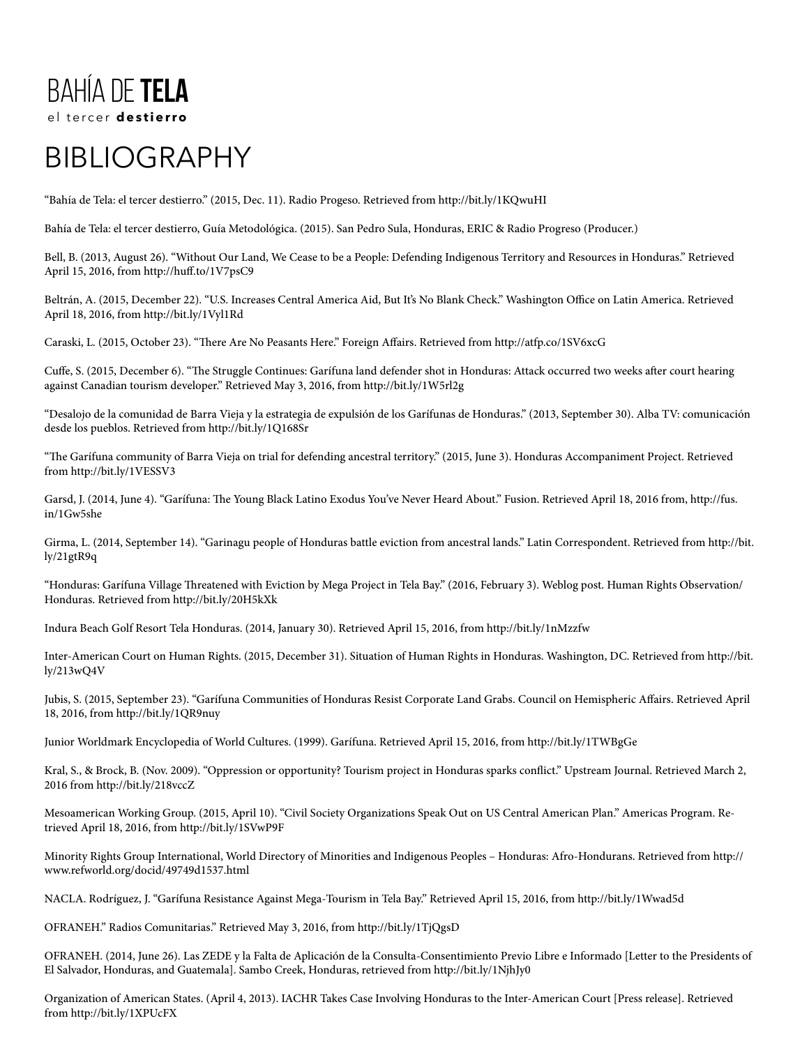# BAHÍA DE **TELA**

el tercer **destierro**

# BIBLIOGRAPHY

"Bahía de Tela: el tercer destierro." (2015, Dec. 11). Radio Progeso. Retrieved from http://bit.ly/1KQwuHI

Bahía de Tela: el tercer destierro, Guía Metodológica. (2015). San Pedro Sula, Honduras, ERIC & Radio Progreso (Producer.)

Bell, B. (2013, August 26). "Without Our Land, We Cease to be a People: Defending Indigenous Territory and Resources in Honduras." Retrieved April 15, 2016, from http://huff.to/1V7psC9

Beltrán, A. (2015, December 22). "U.S. Increases Central America Aid, But It's No Blank Check." Washington Office on Latin America. Retrieved April 18, 2016, from http://bit.ly/1Vyl1Rd

Caraski, L. (2015, October 23). "There Are No Peasants Here." Foreign Affairs. Retrieved from http://atfp.co/1SV6xcG

Cuffe, S. (2015, December 6). "The Struggle Continues: Garífuna land defender shot in Honduras: Attack occurred two weeks after court hearing against Canadian tourism developer." Retrieved May 3, 2016, from http://bit.ly/1W5rl2g

"Desalojo de la comunidad de Barra Vieja y la estrategia de expulsión de los Garífunas de Honduras." (2013, September 30). Alba TV: comunicación desde los pueblos. Retrieved from http://bit.ly/1Q168Sr

"The Garífuna community of Barra Vieja on trial for defending ancestral territory." (2015, June 3). Honduras Accompaniment Project. Retrieved from http://bit.ly/1VESSV3

Garsd, J. (2014, June 4). "Garífuna: The Young Black Latino Exodus You've Never Heard About." Fusion. Retrieved April 18, 2016 from, http://fus.in/1Gw5she

Girma, L. (2014, September 14). "Garinagu people of Honduras battle eviction from ancestral lands." Latin Correspondent. Retrieved from http://bit.ly/21gtR9q

"Honduras: Garífuna Village Threatened with Eviction by Mega Project in Tela Bay." (2016, February 3). Weblog post. Human Rights Observation/Honduras. Retrieved from http://bit.ly/20H5kXk

Indura Beach Golf Resort Tela Honduras. (2014, January 30). Retrieved April 15, 2016, from http://bit.ly/1nMzzfw

Inter-American Court on Human Rights. (2015, December 31). Situation of Human Rights in Honduras. Washington, DC. Retrieved from http://bit.ly/213wQ4V

Jubis, S. (2015, September 23). "Garífuna Communities of Honduras Resist Corporate Land Grabs. Council on Hemispheric Affairs. Retrieved April 18, 2016, from http://bit.ly/1QR9nuy

Junior Worldmark Encyclopedia of World Cultures. (1999). Garífuna. Retrieved April 15, 2016, from http://bit.ly/1TWBgGe

Kral, S., & Brock, B. (Nov. 2009). "Oppression or opportunity? Tourism project in Honduras sparks conflict." Upstream Journal. Retrieved March 2, 2016 from http://bit.ly/218vccZ

Mesoamerican Working Group. (2015, April 10). "Civil Society Organizations Speak Out on US Central American Plan." Americas Program. Retrieved April 18, 2016, from http://bit.ly/1SVwP9F

Minority Rights Group International, World Directory of Minorities and Indigenous Peoples – Honduras: Afro-Hondurans. Retrieved from http://www.refworld.org/docid/49749d1537.html

NACLA. Rodríguez, J. "Garífuna Resistance Against Mega-Tourism in Tela Bay." Retrieved April 15, 2016, from http://bit.ly/1Wwad5d

OFRANEH." Radios Comunitarias." Retrieved May 3, 2016, from http://bit.ly/1TjQgsD

OFRANEH. (2014, June 26). Las ZEDE y la Falta de Aplicación de la Consulta-Consentimiento Previo Libre e Informado [Letter to the Presidents of El Salvador, Honduras, and Guatemala]. Sambo Creek, Honduras, retrieved from http://bit.ly/1NjhJy0

Organization of American States. (April 4, 2013). IACHR Takes Case Involving Honduras to the Inter-American Court [Press release]. Retrieved from http://bit.ly/1XPUcFX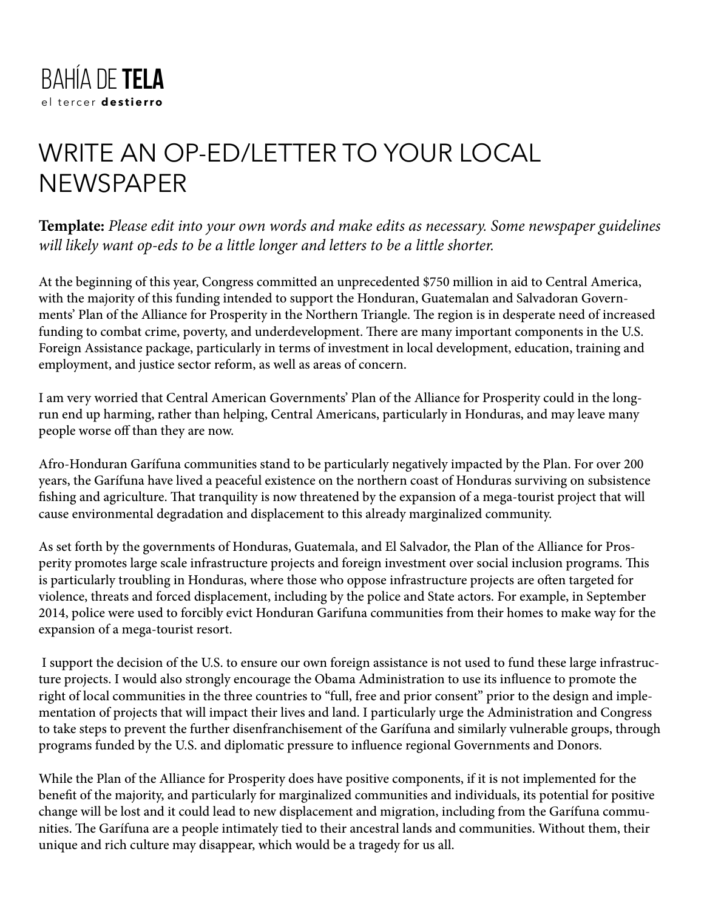BAHÍA DE **TELA**
el tercer **destierro**

# WRITE AN OP-ED/LETTER TO YOUR LOCAL NEWSPAPER

**Template:** *Please edit into your own words and make edits as necessary. Some newspaper guidelines will likely want op-eds to be a little longer and letters to be a little shorter.*

At the beginning of this year, Congress committed an unprecedented $750 million in aid to Central America, with the majority of this funding intended to support the Honduran, Guatemalan and Salvadoran Governments' Plan of the Alliance for Prosperity in the Northern Triangle. The region is in desperate need of increased funding to combat crime, poverty, and underdevelopment. There are many important components in the U.S. Foreign Assistance package, particularly in terms of investment in local development, education, training and employment, and justice sector reform, as well as areas of concern.

I am very worried that Central American Governments' Plan of the Alliance for Prosperity could in the long-run end up harming, rather than helping, Central Americans, particularly in Honduras, and may leave many people worse off than they are now.

Afro-Honduran Garífuna communities stand to be particularly negatively impacted by the Plan. For over 200 years, the Garífuna have lived a peaceful existence on the northern coast of Honduras surviving on subsistence fishing and agriculture. That tranquility is now threatened by the expansion of a mega-tourist project that will cause environmental degradation and displacement to this already marginalized community.

As set forth by the governments of Honduras, Guatemala, and El Salvador, the Plan of the Alliance for Prosperity promotes large scale infrastructure projects and foreign investment over social inclusion programs. This is particularly troubling in Honduras, where those who oppose infrastructure projects are often targeted for violence, threats and forced displacement, including by the police and State actors. For example, in September 2014, police were used to forcibly evict Honduran Garifuna communities from their homes to make way for the expansion of a mega-tourist resort.

I support the decision of the U.S. to ensure our own foreign assistance is not used to fund these large infrastructure projects. I would also strongly encourage the Obama Administration to use its influence to promote the right of local communities in the three countries to "full, free and prior consent" prior to the design and implementation of projects that will impact their lives and land. I particularly urge the Administration and Congress to take steps to prevent the further disenfranchisement of the Garífuna and similarly vulnerable groups, through programs funded by the U.S. and diplomatic pressure to influence regional Governments and Donors.

While the Plan of the Alliance for Prosperity does have positive components, if it is not implemented for the benefit of the majority, and particularly for marginalized communities and individuals, its potential for positive change will be lost and it could lead to new displacement and migration, including from the Garífuna communities. The Garífuna are a people intimately tied to their ancestral lands and communities. Without them, their unique and rich culture may disappear, which would be a tragedy for us all.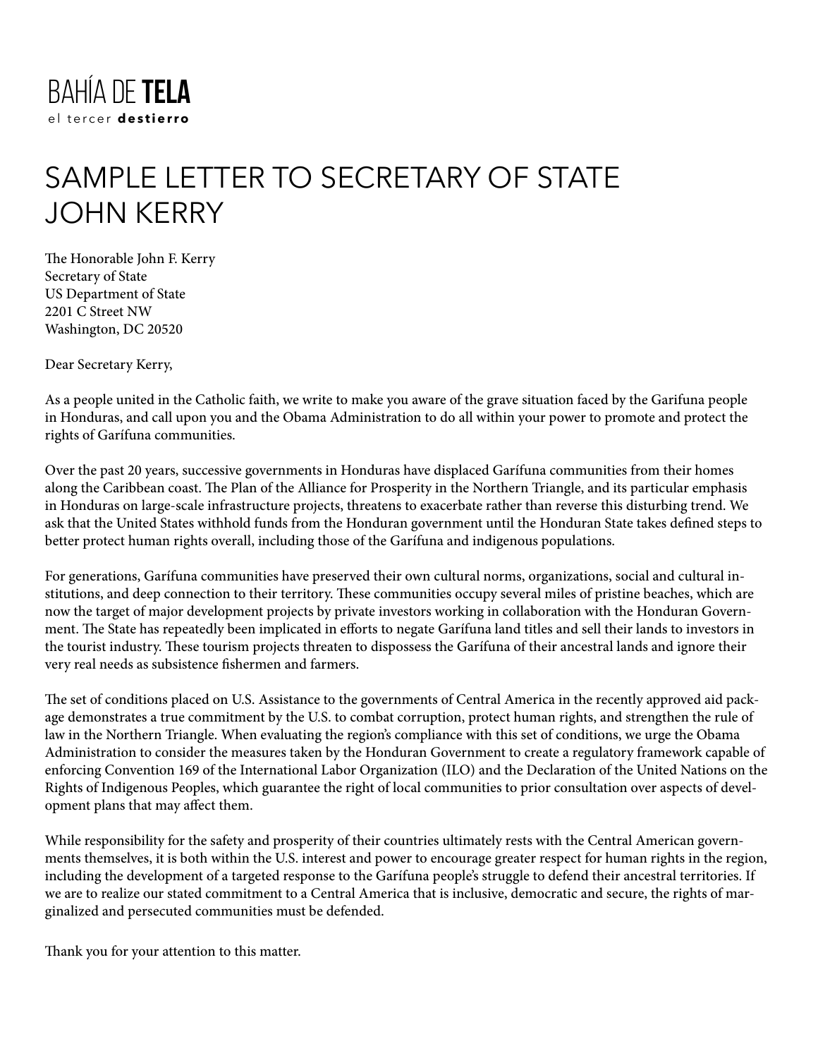BAHÍA DE **TELA**

el tercer **destierro**

# SAMPLE LETTER TO SECRETARY OF STATE JOHN KERRY

The Honorable John F. Kerry
Secretary of State
US Department of State
2201 C Street NW
Washington, DC 20520

Dear Secretary Kerry,

As a people united in the Catholic faith, we write to make you aware of the grave situation faced by the Garifuna people in Honduras, and call upon you and the Obama Administration to do all within your power to promote and protect the rights of Garífuna communities.

Over the past 20 years, successive governments in Honduras have displaced Garífuna communities from their homes along the Caribbean coast. The Plan of the Alliance for Prosperity in the Northern Triangle, and its particular emphasis in Honduras on large-scale infrastructure projects, threatens to exacerbate rather than reverse this disturbing trend. We ask that the United States withhold funds from the Honduran government until the Honduran State takes defined steps to better protect human rights overall, including those of the Garífuna and indigenous populations.

For generations, Garífuna communities have preserved their own cultural norms, organizations, social and cultural institutions, and deep connection to their territory. These communities occupy several miles of pristine beaches, which are now the target of major development projects by private investors working in collaboration with the Honduran Government. The State has repeatedly been implicated in efforts to negate Garífuna land titles and sell their lands to investors in the tourist industry. These tourism projects threaten to dispossess the Garífuna of their ancestral lands and ignore their very real needs as subsistence fishermen and farmers.

The set of conditions placed on U.S. Assistance to the governments of Central America in the recently approved aid package demonstrates a true commitment by the U.S. to combat corruption, protect human rights, and strengthen the rule of law in the Northern Triangle. When evaluating the region's compliance with this set of conditions, we urge the Obama Administration to consider the measures taken by the Honduran Government to create a regulatory framework capable of enforcing Convention 169 of the International Labor Organization (ILO) and the Declaration of the United Nations on the Rights of Indigenous Peoples, which guarantee the right of local communities to prior consultation over aspects of development plans that may affect them.

While responsibility for the safety and prosperity of their countries ultimately rests with the Central American governments themselves, it is both within the U.S. interest and power to encourage greater respect for human rights in the region, including the development of a targeted response to the Garífuna people's struggle to defend their ancestral territories. If we are to realize our stated commitment to a Central America that is inclusive, democratic and secure, the rights of marginalized and persecuted communities must be defended.

Thank you for your attention to this matter.